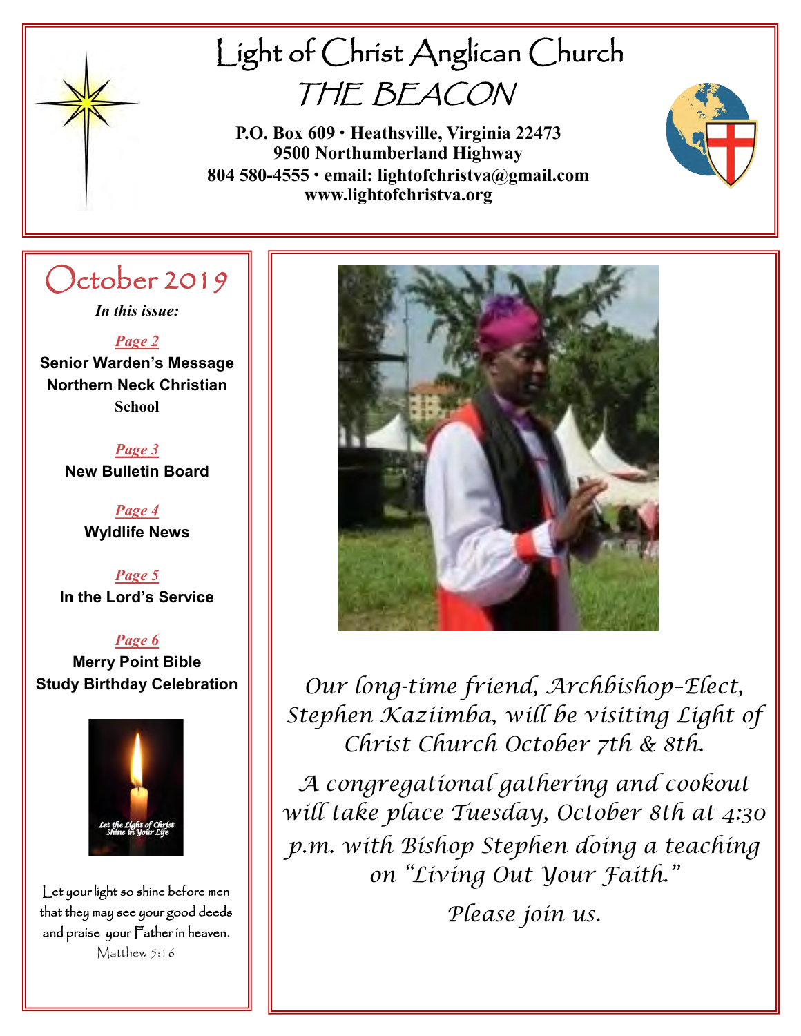# Light of Christ Anglican Church

## THE BEACON

**P.O. Box 609 • Heathsville, Virginia 22473**
**9500 Northumberland Highway**
**804 580-4555 • email: lightofchristva@gmail.com**
**www.lightofchristva.org**

## October 2019

***In this issue:***

***Page 2***
**Senior Warden's Message**
**Northern Neck Christian School**

***Page 3***
**New Bulletin Board**

***Page 4***
**Wyldlife News**

***Page 5***
**In the Lord's Service**

***Page 6***
**Merry Point Bible Study Birthday Celebration**

*Let the Light of Christ Shine in Your Life*

Let your light so shine before men that they may see your good deeds and praise your Father in heaven.
Matthew 5:16

*Our long-time friend, Archbishop-Elect, Stephen Kaziimba, will be visiting Light of Christ Church October 7th & 8th.*

*A congregational gathering and cookout will take place Tuesday, October 8th at 4:30 p.m. with Bishop Stephen doing a teaching on "Living Out Your Faith."*

*Please join us.*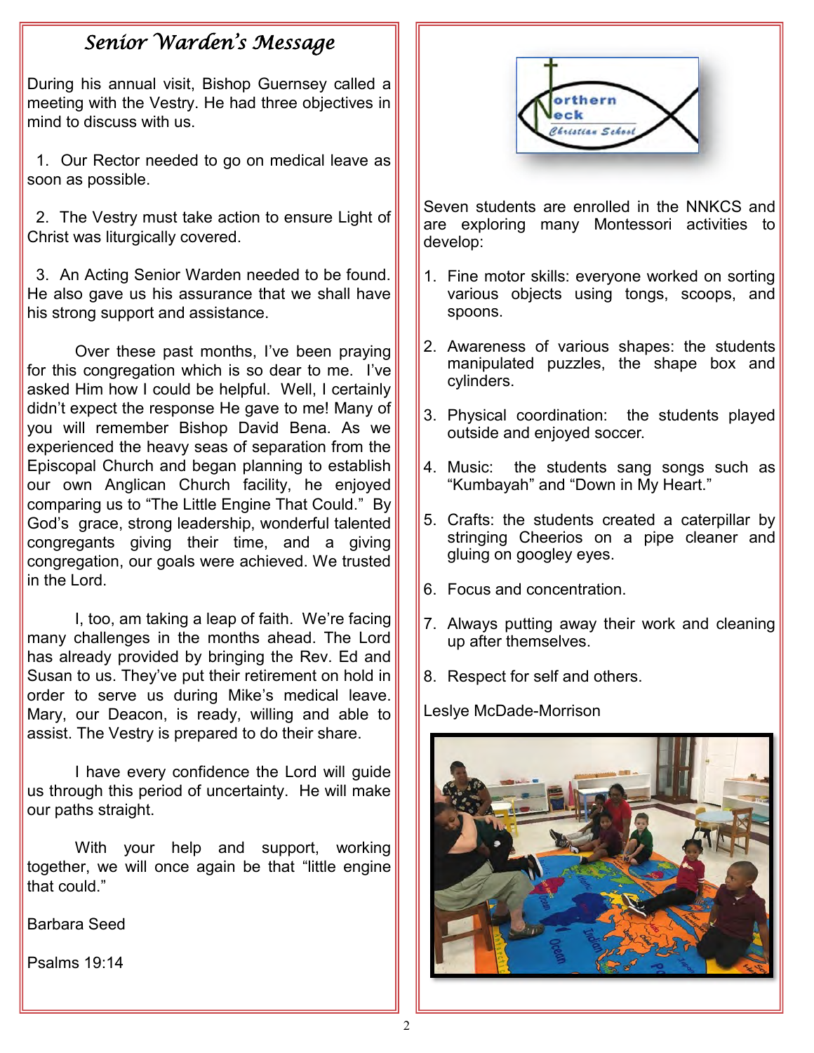# *Senior Warden's Message*

During his annual visit, Bishop Guernsey called a meeting with the Vestry. He had three objectives in mind to discuss with us.

1. Our Rector needed to go on medical leave as soon as possible.

2. The Vestry must take action to ensure Light of Christ was liturgically covered.

3. An Acting Senior Warden needed to be found. He also gave us his assurance that we shall have his strong support and assistance.

Over these past months, I've been praying for this congregation which is so dear to me. I've asked Him how I could be helpful. Well, I certainly didn't expect the response He gave to me! Many of you will remember Bishop David Bena. As we experienced the heavy seas of separation from the Episcopal Church and began planning to establish our own Anglican Church facility, he enjoyed comparing us to "The Little Engine That Could." By God's grace, strong leadership, wonderful talented congregants giving their time, and a giving congregation, our goals were achieved. We trusted in the Lord.

I, too, am taking a leap of faith. We're facing many challenges in the months ahead. The Lord has already provided by bringing the Rev. Ed and Susan to us. They've put their retirement on hold in order to serve us during Mike's medical leave. Mary, our Deacon, is ready, willing and able to assist. The Vestry is prepared to do their share.

I have every confidence the Lord will guide us through this period of uncertainty. He will make our paths straight.

With your help and support, working together, we will once again be that "little engine that could."

Barbara Seed

Psalms 19:14

Northern Neck Christian School

Seven students are enrolled in the NNKCS and are exploring many Montessori activities to develop:

1. Fine motor skills: everyone worked on sorting various objects using tongs, scoops, and spoons.
2. Awareness of various shapes: the students manipulated puzzles, the shape box and cylinders.
3. Physical coordination: the students played outside and enjoyed soccer.
4. Music: the students sang songs such as "Kumbayah" and "Down in My Heart."
5. Crafts: the students created a caterpillar by stringing Cheerios on a pipe cleaner and gluing on googley eyes.
6. Focus and concentration.
7. Always putting away their work and cleaning up after themselves.
8. Respect for self and others.

Leslye McDade-Morrison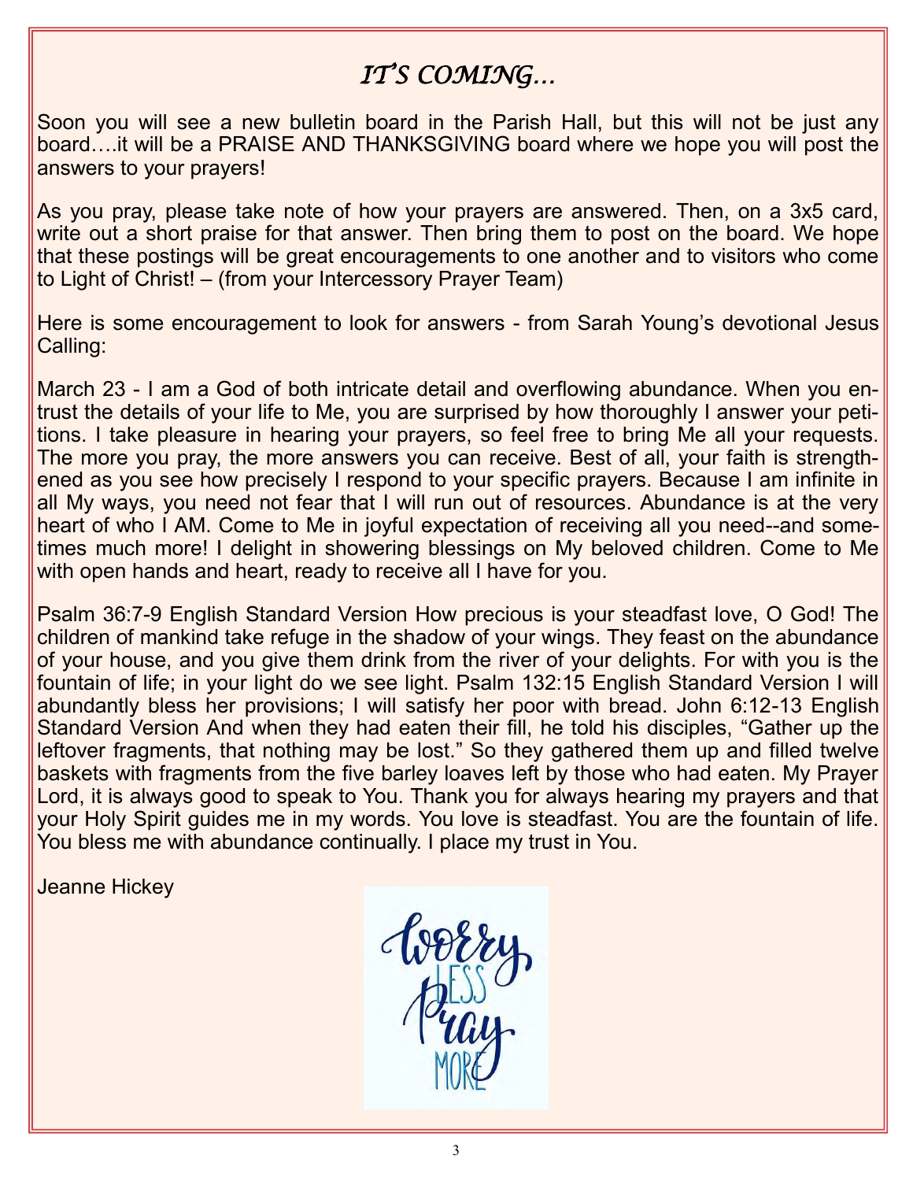# *IT'S COMING…*

Soon you will see a new bulletin board in the Parish Hall, but this will not be just any board….it will be a PRAISE AND THANKSGIVING board where we hope you will post the answers to your prayers!

As you pray, please take note of how your prayers are answered. Then, on a 3x5 card, write out a short praise for that answer. Then bring them to post on the board. We hope that these postings will be great encouragements to one another and to visitors who come to Light of Christ! – (from your Intercessory Prayer Team)

Here is some encouragement to look for answers - from Sarah Young's devotional Jesus Calling:

March 23 - I am a God of both intricate detail and overflowing abundance. When you entrust the details of your life to Me, you are surprised by how thoroughly I answer your petitions. I take pleasure in hearing your prayers, so feel free to bring Me all your requests. The more you pray, the more answers you can receive. Best of all, your faith is strengthened as you see how precisely I respond to your specific prayers. Because I am infinite in all My ways, you need not fear that I will run out of resources. Abundance is at the very heart of who I AM. Come to Me in joyful expectation of receiving all you need--and sometimes much more! I delight in showering blessings on My beloved children. Come to Me with open hands and heart, ready to receive all I have for you.

Psalm 36:7-9 English Standard Version How precious is your steadfast love, O God! The children of mankind take refuge in the shadow of your wings. They feast on the abundance of your house, and you give them drink from the river of your delights. For with you is the fountain of life; in your light do we see light. Psalm 132:15 English Standard Version I will abundantly bless her provisions; I will satisfy her poor with bread. John 6:12-13 English Standard Version And when they had eaten their fill, he told his disciples, "Gather up the leftover fragments, that nothing may be lost." So they gathered them up and filled twelve baskets with fragments from the five barley loaves left by those who had eaten. My Prayer Lord, it is always good to speak to You. Thank you for always hearing my prayers and that your Holy Spirit guides me in my words. You love is steadfast. You are the fountain of life. You bless me with abundance continually. I place my trust in You.

Jeanne Hickey

Worry LESS Pray MORE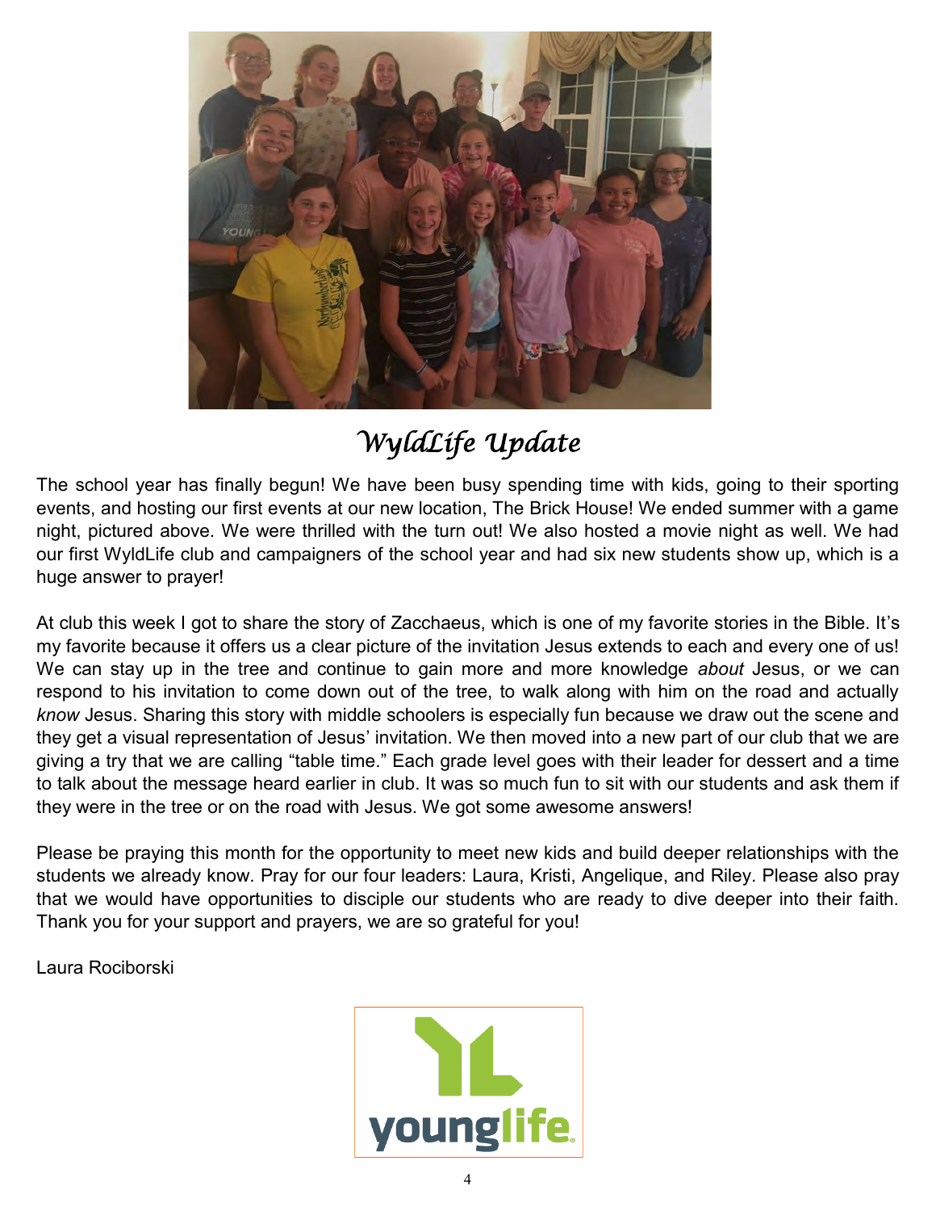# *WyldLife Update*

The school year has finally begun! We have been busy spending time with kids, going to their sporting events, and hosting our first events at our new location, The Brick House! We ended summer with a game night, pictured above. We were thrilled with the turn out! We also hosted a movie night as well. We had our first WyldLife club and campaigners of the school year and had six new students show up, which is a huge answer to prayer!

At club this week I got to share the story of Zacchaeus, which is one of my favorite stories in the Bible. It's my favorite because it offers us a clear picture of the invitation Jesus extends to each and every one of us! We can stay up in the tree and continue to gain more and more knowledge *about* Jesus, or we can respond to his invitation to come down out of the tree, to walk along with him on the road and actually *know* Jesus. Sharing this story with middle schoolers is especially fun because we draw out the scene and they get a visual representation of Jesus' invitation. We then moved into a new part of our club that we are giving a try that we are calling "table time." Each grade level goes with their leader for dessert and a time to talk about the message heard earlier in club. It was so much fun to sit with our students and ask them if they were in the tree or on the road with Jesus. We got some awesome answers!

Please be praying this month for the opportunity to meet new kids and build deeper relationships with the students we already know. Pray for our four leaders: Laura, Kristi, Angelique, and Riley. Please also pray that we would have opportunities to disciple our students who are ready to dive deeper into their faith. Thank you for your support and prayers, we are so grateful for you!

Laura Rociborski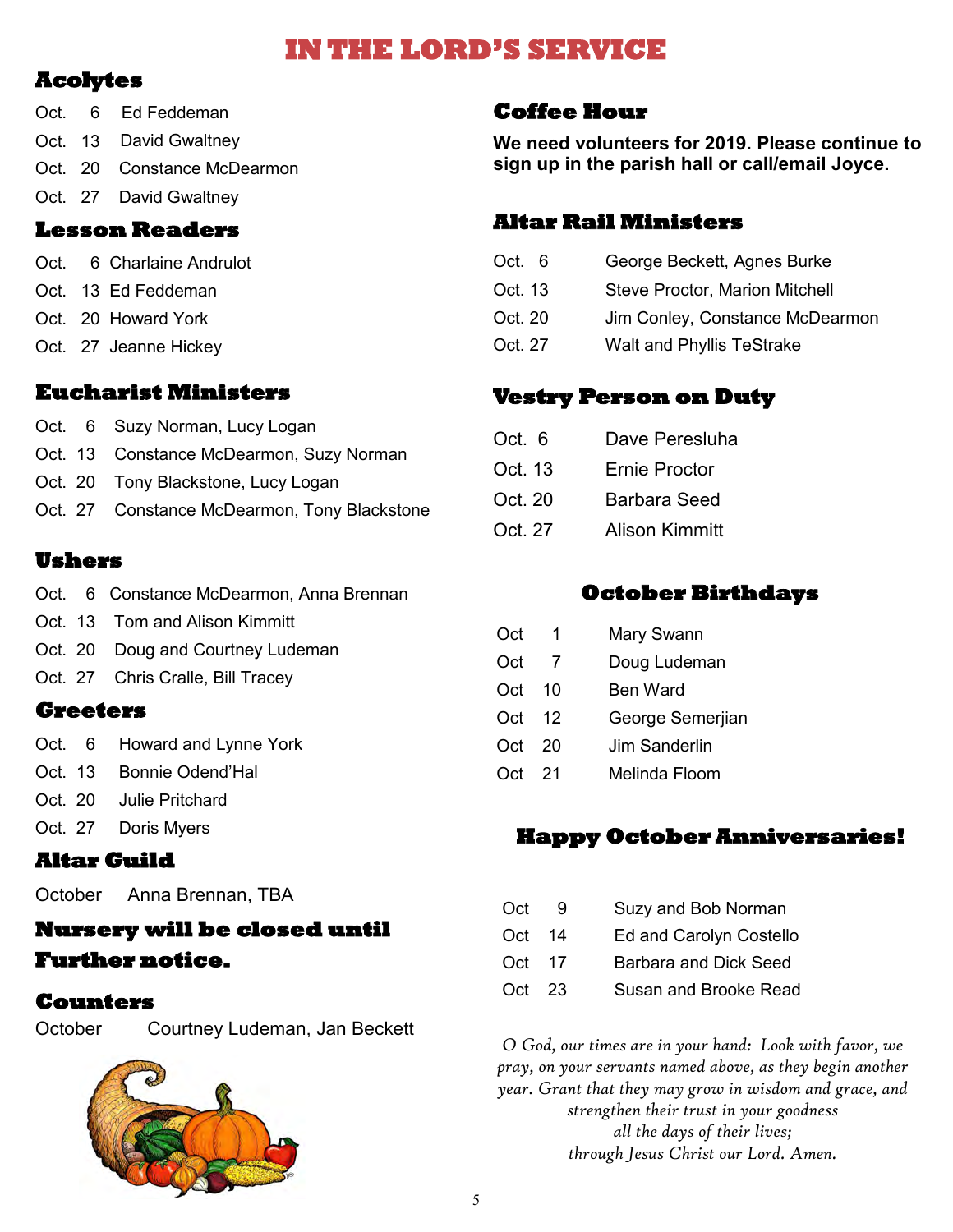# IN THE LORD'S SERVICE

## Acolytes

Oct. 6 Ed Feddeman
Oct. 13 David Gwaltney
Oct. 20 Constance McDearmon
Oct. 27 David Gwaltney

## Lesson Readers

Oct. 6 Charlaine Andrulot
Oct. 13 Ed Feddeman
Oct. 20 Howard York
Oct. 27 Jeanne Hickey

## Eucharist Ministers

Oct. 6 Suzy Norman, Lucy Logan
Oct. 13 Constance McDearmon, Suzy Norman
Oct. 20 Tony Blackstone, Lucy Logan
Oct. 27 Constance McDearmon, Tony Blackstone

## Ushers

Oct. 6 Constance McDearmon, Anna Brennan
Oct. 13 Tom and Alison Kimmitt
Oct. 20 Doug and Courtney Ludeman
Oct. 27 Chris Cralle, Bill Tracey

## Greeters

Oct. 6 Howard and Lynne York
Oct. 13 Bonnie Odend'Hal
Oct. 20 Julie Pritchard
Oct. 27 Doris Myers

## Altar Guild

October Anna Brennan, TBA

## Nursery will be closed until Further notice.

## Counters

October Courtney Ludeman, Jan Beckett

## Coffee Hour

**We need volunteers for 2019. Please continue to sign up in the parish hall or call/email Joyce.**

## Altar Rail Ministers

Oct. 6 George Beckett, Agnes Burke
Oct. 13 Steve Proctor, Marion Mitchell
Oct. 20 Jim Conley, Constance McDearmon
Oct. 27 Walt and Phyllis TeStrake

## Vestry Person on Duty

Oct. 6 Dave Peresluha
Oct. 13 Ernie Proctor
Oct. 20 Barbara Seed
Oct. 27 Alison Kimmitt

## October Birthdays

Oct 1 Mary Swann
Oct 7 Doug Ludeman
Oct 10 Ben Ward
Oct 12 George Semerjian
Oct 20 Jim Sanderlin
Oct 21 Melinda Floom

## Happy October Anniversaries!

Oct 9 Suzy and Bob Norman
Oct 14 Ed and Carolyn Costello
Oct 17 Barbara and Dick Seed
Oct 23 Susan and Brooke Read

*O God, our times are in your hand: Look with favor, we pray, on your servants named above, as they begin another year. Grant that they may grow in wisdom and grace, and strengthen their trust in your goodness all the days of their lives; through Jesus Christ our Lord. Amen.*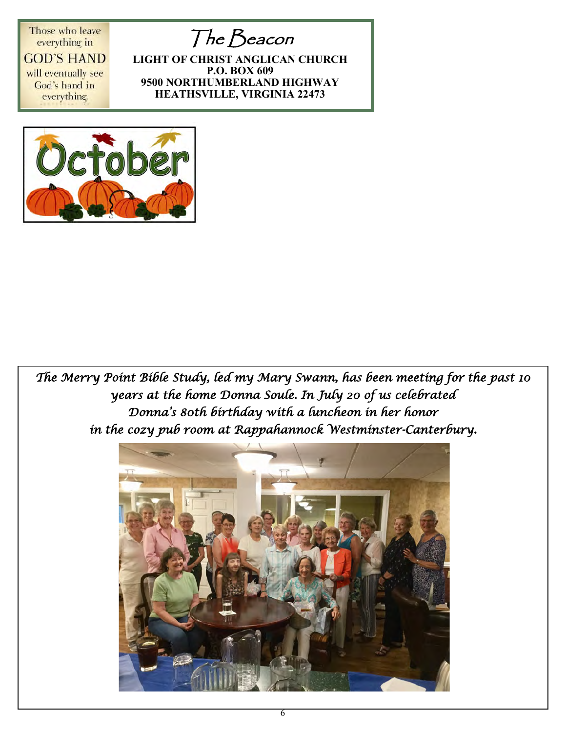Those who leave everything in GOD'S HAND will eventually see God's hand in everything.

# The Beacon

**LIGHT OF CHRIST ANGLICAN CHURCH**
**P.O. BOX 609**
**9500 NORTHUMBERLAND HIGHWAY**
**HEATHSVILLE, VIRGINIA 22473**

October

*The Merry Point Bible Study, led my Mary Swann, has been meeting for the past 10 years at the home Donna Soule. In July 20 of us celebrated Donna's 80th birthday with a luncheon in her honor in the cozy pub room at Rappahannock Westminster-Canterbury.*